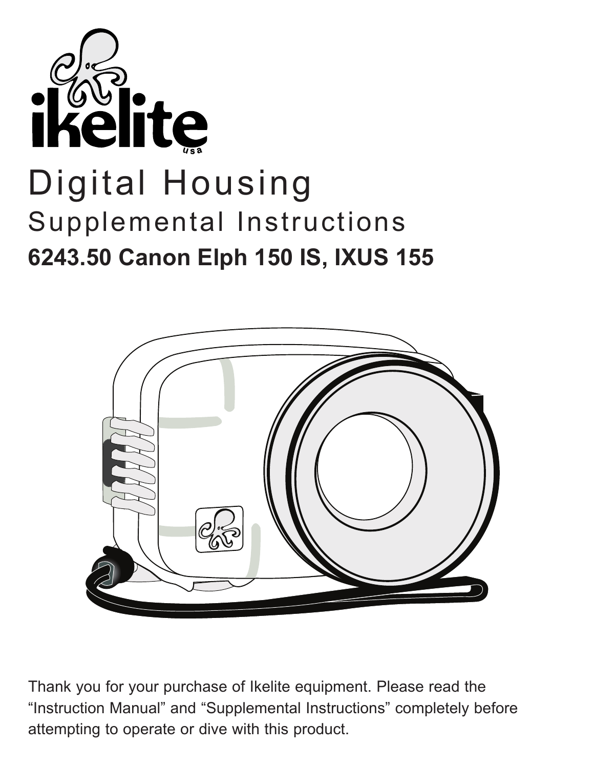ikelite usa

# Digital Housing

## Supplemental Instructions

### 6243.50 Canon Elph 150 IS, IXUS 155

Thank you for your purchase of Ikelite equipment. Please read the "Instruction Manual" and "Supplemental Instructions" completely before attempting to operate or dive with this product.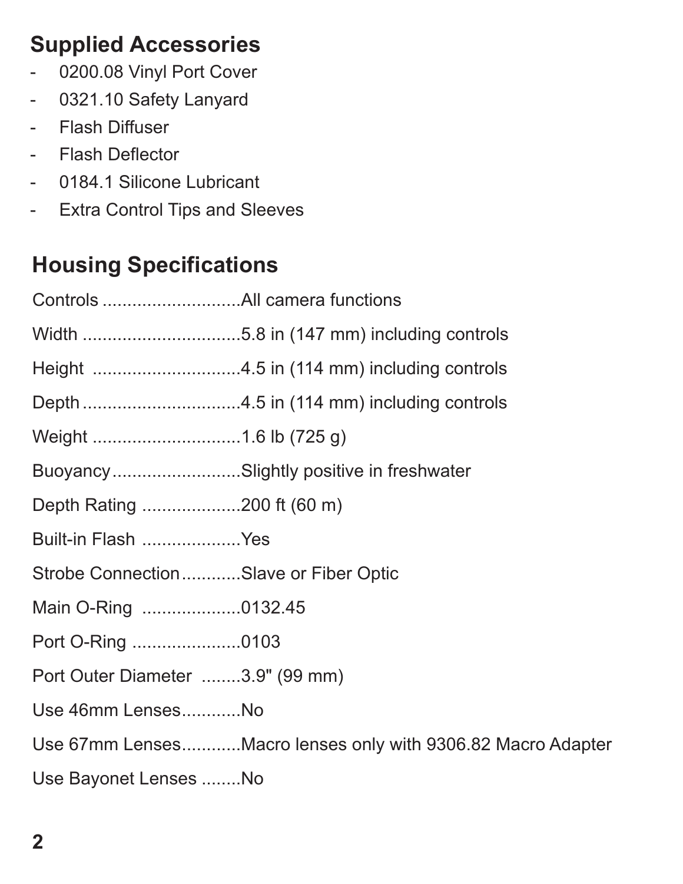## Supplied Accessories

- 0200.08 Vinyl Port Cover
- 0321.10 Safety Lanyard
- Flash Diffuser
- Flash Deflector
- 0184.1 Silicone Lubricant
- Extra Control Tips and Sleeves

## Housing Specifications

Controls ............................All camera functions

Width ................................5.8 in (147 mm) including controls

Height ..............................4.5 in (114 mm) including controls

Depth ................................4.5 in (114 mm) including controls

Weight .............................1.6 lb (725 g)

Buoyancy..........................Slightly positive in freshwater

Depth Rating ....................200 ft (60 m)

Built-in Flash ....................Yes

Strobe Connection............Slave or Fiber Optic

Main O-Ring ....................0132.45

Port O-Ring ......................0103

Port Outer Diameter ........3.9" (99 mm)

Use 46mm Lenses...........No

Use 67mm Lenses...........Macro lenses only with 9306.82 Macro Adapter

Use Bayonet Lenses ........No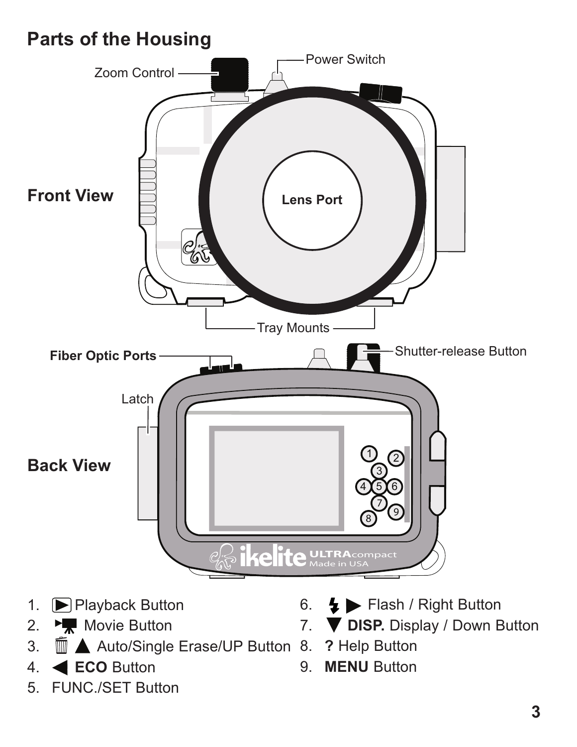# Parts of the Housing

**Front View**

Zoom Control

Power Switch

Lens Port

Tray Mounts

**Back View**

**Fiber Optic Ports**

Shutter-release Button

Latch

1. Playback Button
2. Movie Button
3. ▲ Auto/Single Erase/UP Button
4. ◀ **ECO** Button
5. FUNC./SET Button
6. ▶ Flash / Right Button
7. ▼ **DISP.** Display / Down Button
8. **?** Help Button
9. **MENU** Button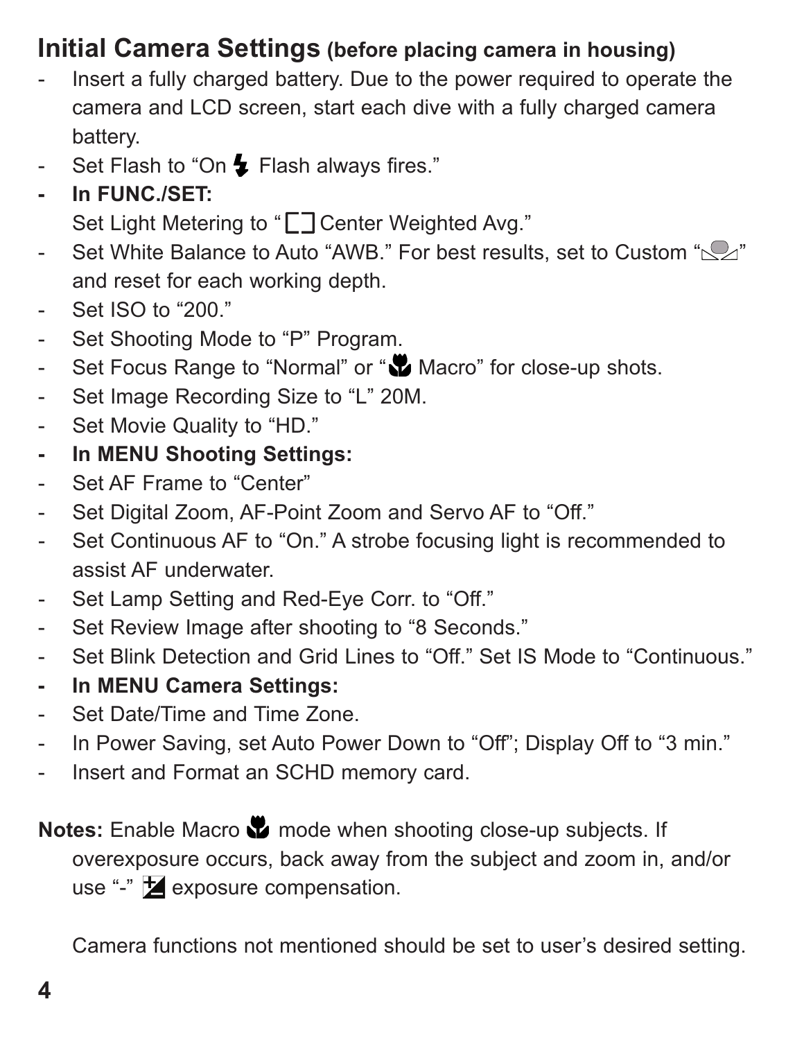## Initial Camera Settings (before placing camera in housing)

- Insert a fully charged battery. Due to the power required to operate the camera and LCD screen, start each dive with a fully charged camera battery.
- Set Flash to “On Flash always fires.”
- **In FUNC./SET:**
  Set Light Metering to “ Center Weighted Avg.”
- Set White Balance to Auto “AWB.” For best results, set to Custom “” and reset for each working depth.
- Set ISO to “200.”
- Set Shooting Mode to “P” Program.
- Set Focus Range to “Normal” or “ Macro” for close-up shots.
- Set Image Recording Size to “L” 20M.
- Set Movie Quality to “HD.”
- **In MENU Shooting Settings:**
- Set AF Frame to “Center”
- Set Digital Zoom, AF-Point Zoom and Servo AF to “Off.”
- Set Continuous AF to “On.” A strobe focusing light is recommended to assist AF underwater.
- Set Lamp Setting and Red-Eye Corr. to “Off.”
- Set Review Image after shooting to “8 Seconds.”
- Set Blink Detection and Grid Lines to “Off.” Set IS Mode to “Continuous.”
- **In MENU Camera Settings:**
- Set Date/Time and Time Zone.
- In Power Saving, set Auto Power Down to “Off”; Display Off to “3 min.”
- Insert and Format an SCHD memory card.

**Notes:** Enable Macro mode when shooting close-up subjects. If overexposure occurs, back away from the subject and zoom in, and/or use “-” exposure compensation.

Camera functions not mentioned should be set to user’s desired setting.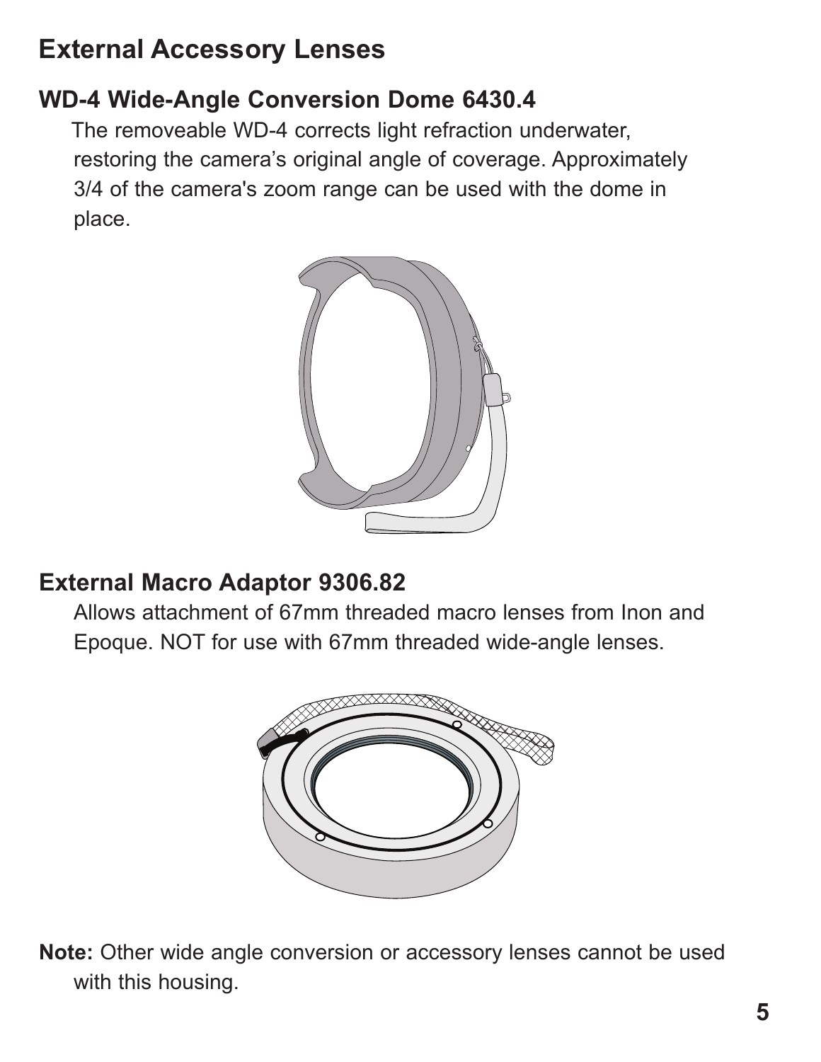# External Accessory Lenses

## WD-4 Wide-Angle Conversion Dome 6430.4

The removeable WD-4 corrects light refraction underwater, restoring the camera’s original angle of coverage. Approximately 3/4 of the camera's zoom range can be used with the dome in place.

## External Macro Adaptor 9306.82

Allows attachment of 67mm threaded macro lenses from Inon and Epoque. NOT for use with 67mm threaded wide-angle lenses.

**Note:** Other wide angle conversion or accessory lenses cannot be used with this housing.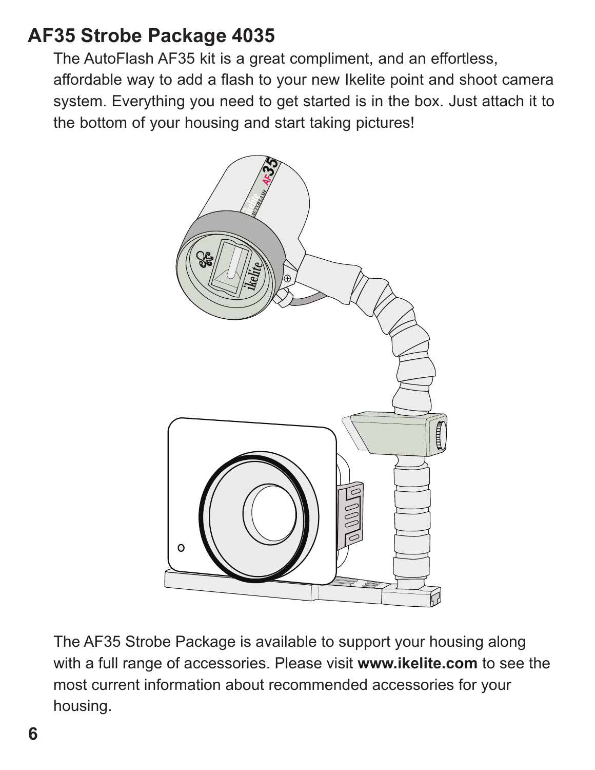## AF35 Strobe Package 4035

The AutoFlash AF35 kit is a great compliment, and an effortless, affordable way to add a flash to your new Ikelite point and shoot camera system. Everything you need to get started is in the box. Just attach it to the bottom of your housing and start taking pictures!

The AF35 Strobe Package is available to support your housing along with a full range of accessories. Please visit **www.ikelite.com** to see the most current information about recommended accessories for your housing.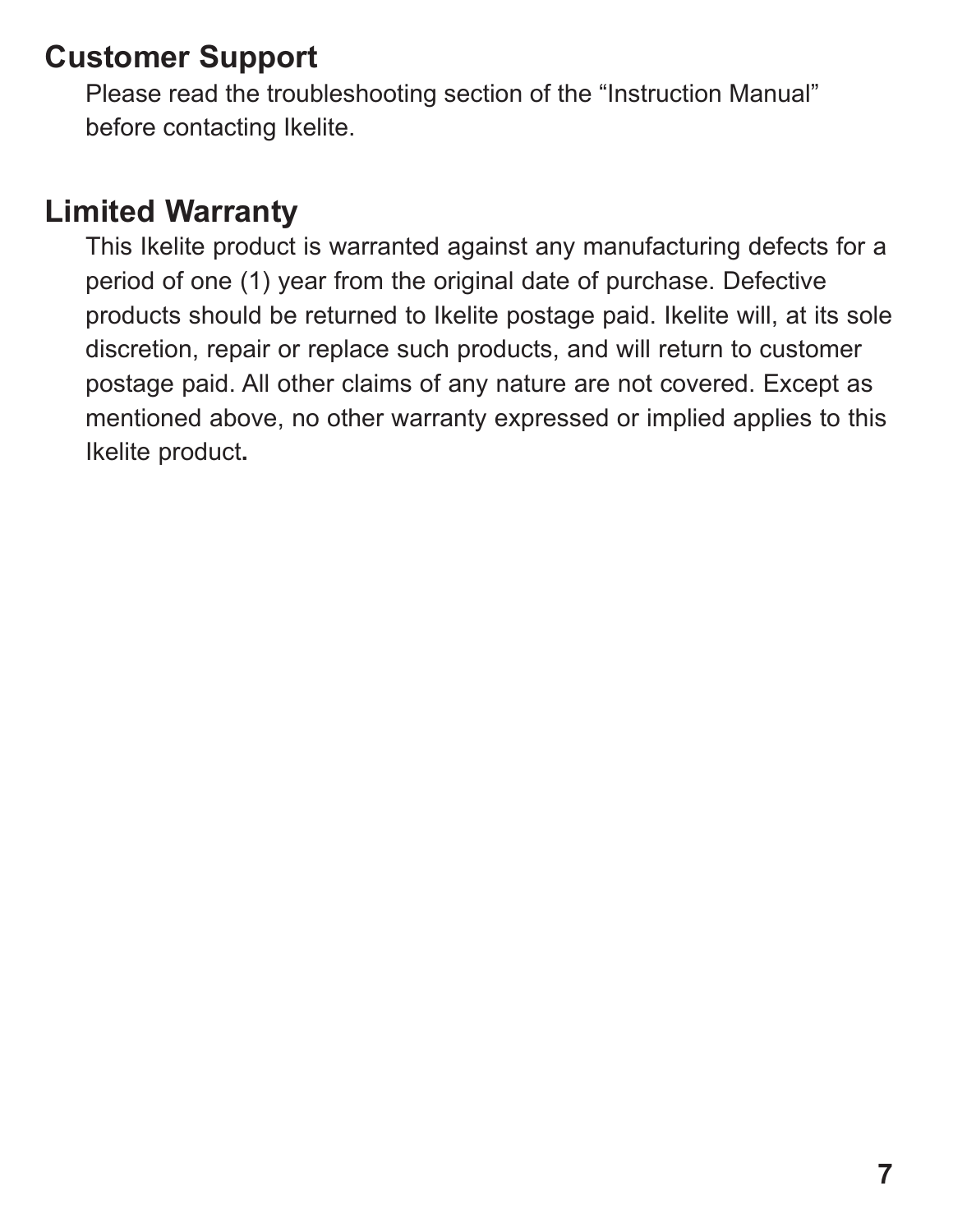## Customer Support

Please read the troubleshooting section of the "Instruction Manual" before contacting Ikelite.

## Limited Warranty

This Ikelite product is warranted against any manufacturing defects for a period of one (1) year from the original date of purchase. Defective products should be returned to Ikelite postage paid. Ikelite will, at its sole discretion, repair or replace such products, and will return to customer postage paid. All other claims of any nature are not covered. Except as mentioned above, no other warranty expressed or implied applies to this Ikelite product.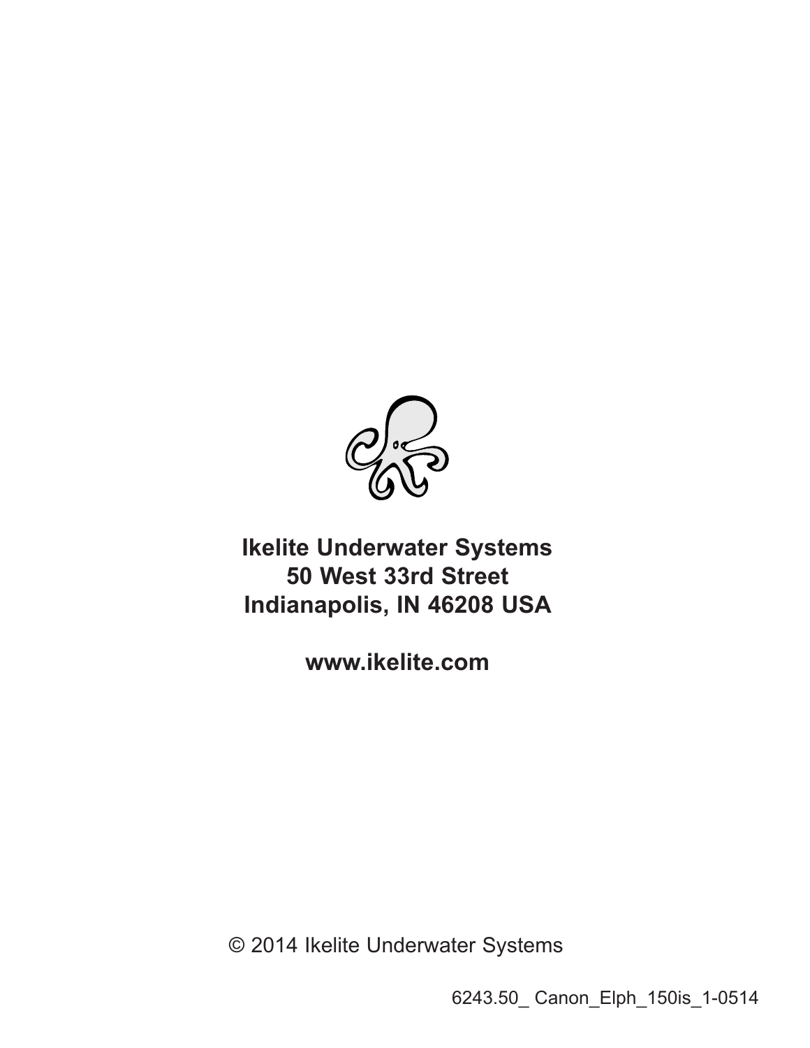**Ikelite Underwater Systems**
**50 West 33rd Street**
**Indianapolis, IN 46208 USA**

**www.ikelite.com**

© 2014 Ikelite Underwater Systems

6243.50_ Canon_Elph_150is_1-0514